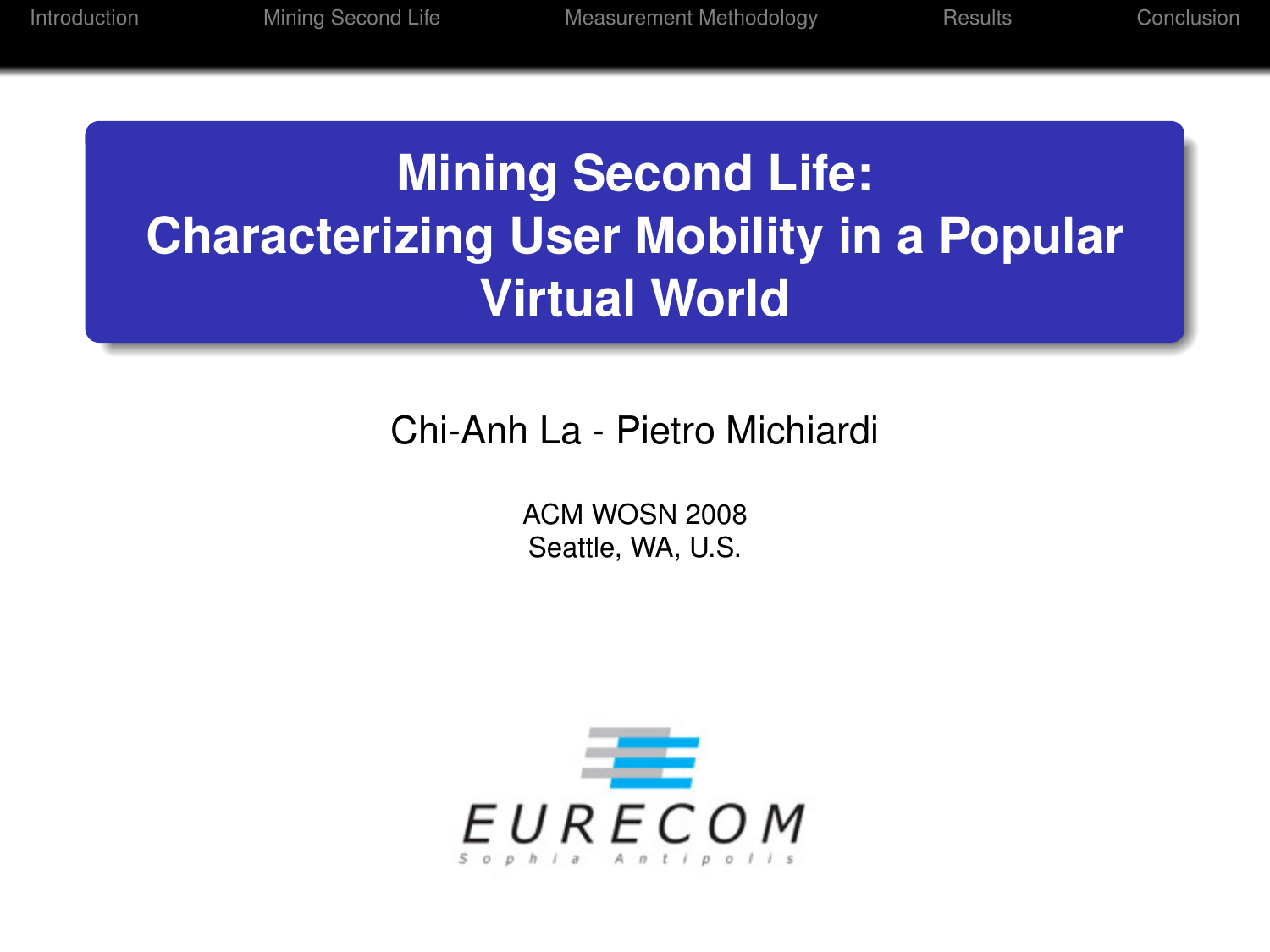# Mining Second Life: Characterizing User Mobility in a Popular Virtual World

Chi-Anh La - Pietro Michiardi

ACM WOSN 2008
Seattle, WA, U.S.

EURECOM
Sophia Antipolis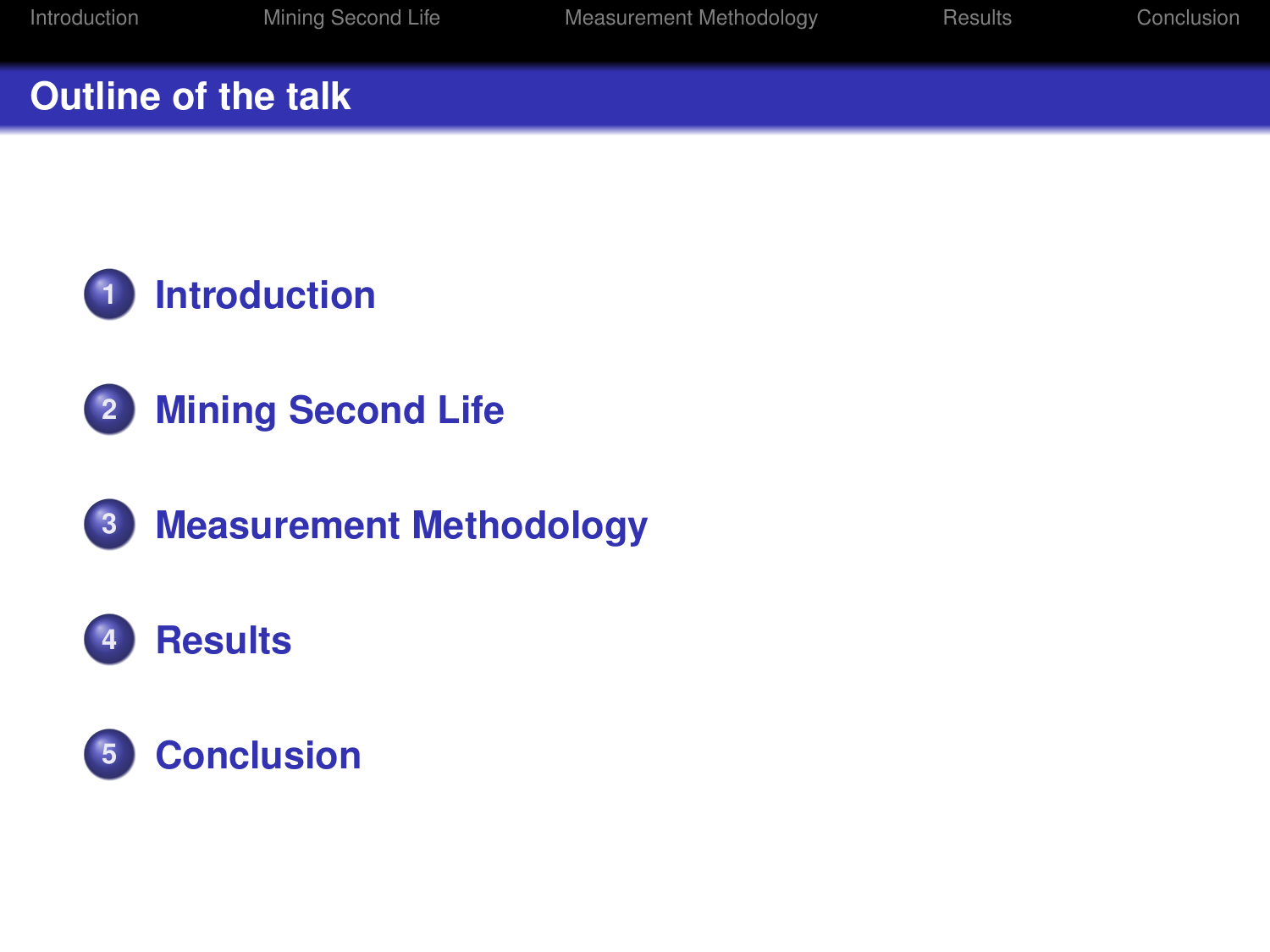# Outline of the talk

1. Introduction
2. Mining Second Life
3. Measurement Methodology
4. Results
5. Conclusion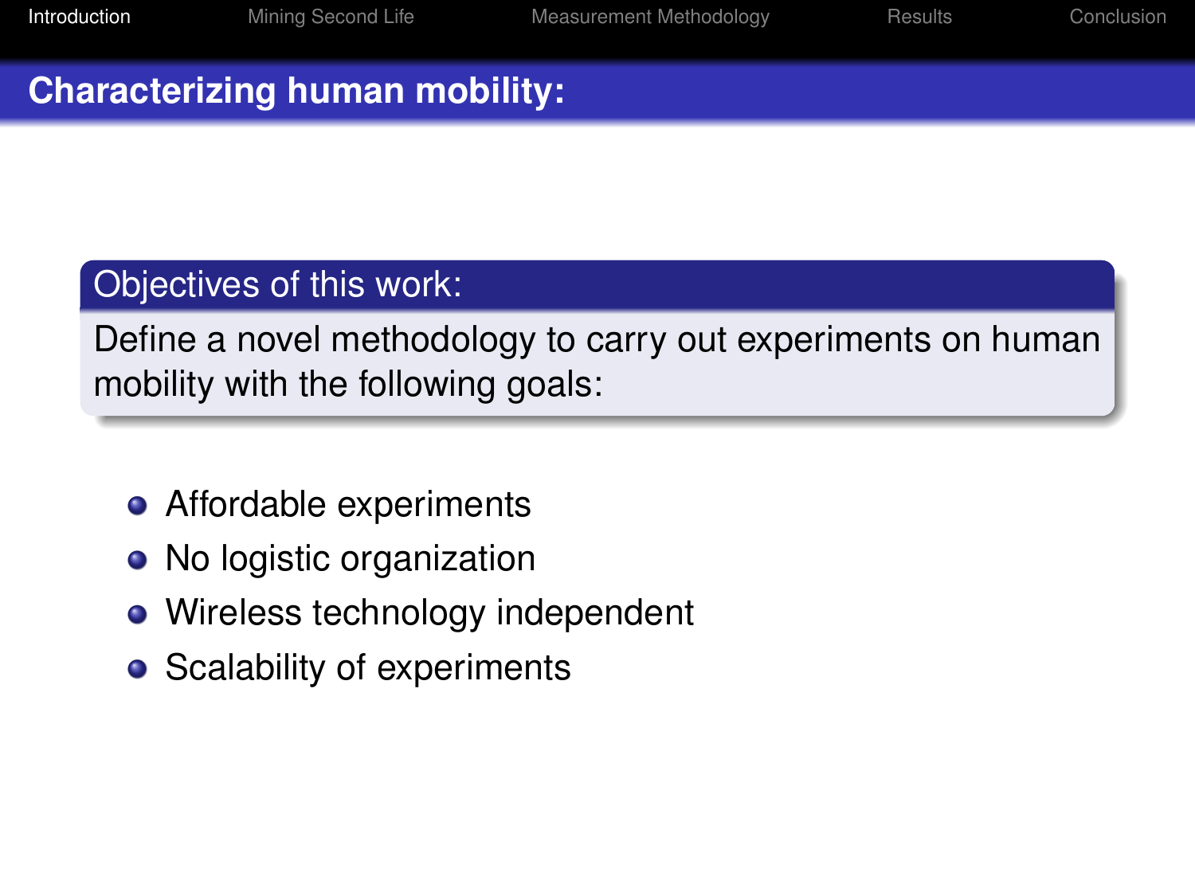# Characterizing human mobility:

**Objectives of this work:**

Define a novel methodology to carry out experiments on human mobility with the following goals:

- Affordable experiments
- No logistic organization
- Wireless technology independent
- Scalability of experiments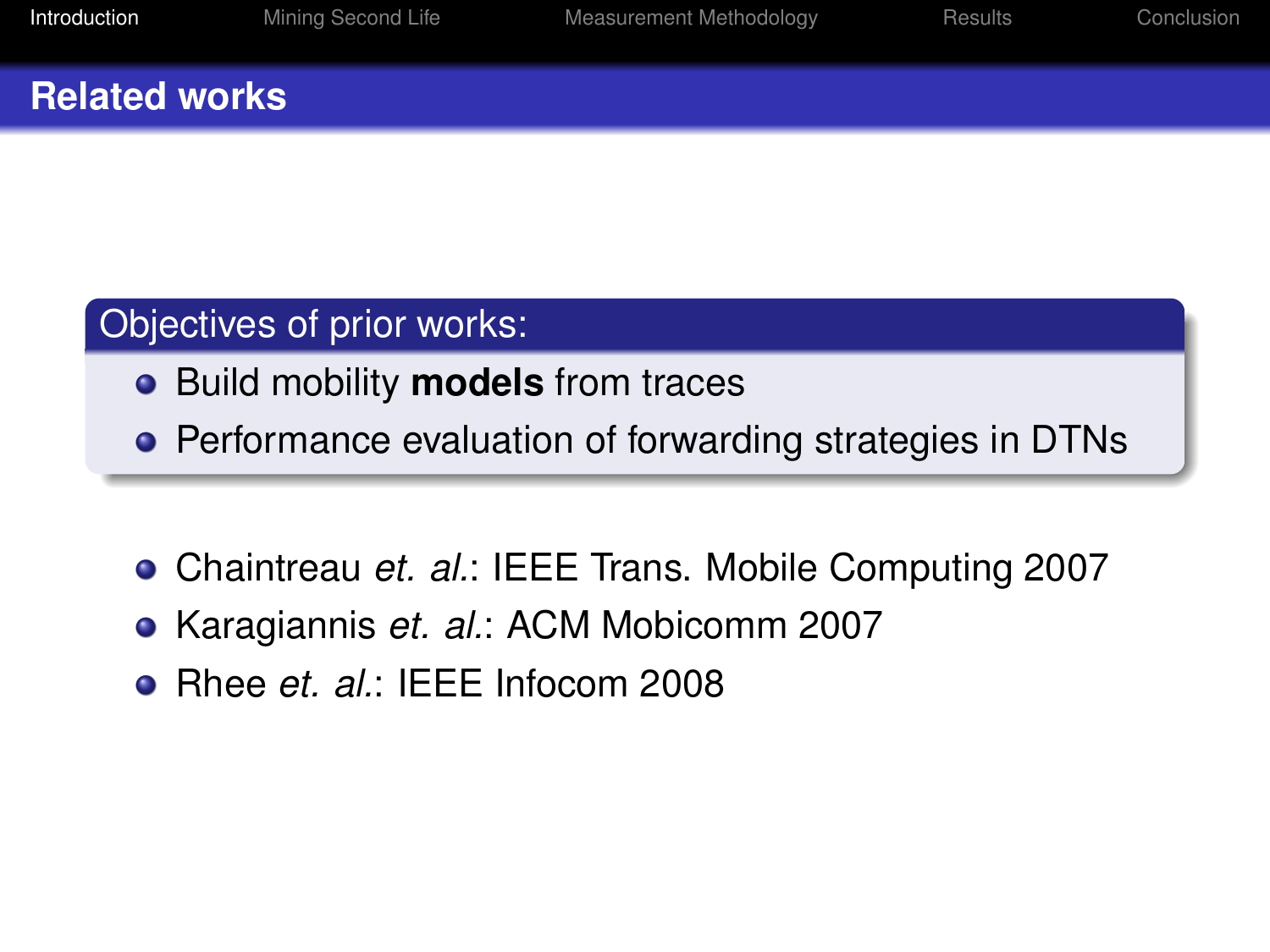## Related works

**Objectives of prior works:**

- Build mobility **models** from traces
- Performance evaluation of forwarding strategies in DTNs

- Chaintreau *et. al.*: IEEE Trans. Mobile Computing 2007
- Karagiannis *et. al.*: ACM Mobicomm 2007
- Rhee *et. al.*: IEEE Infocom 2008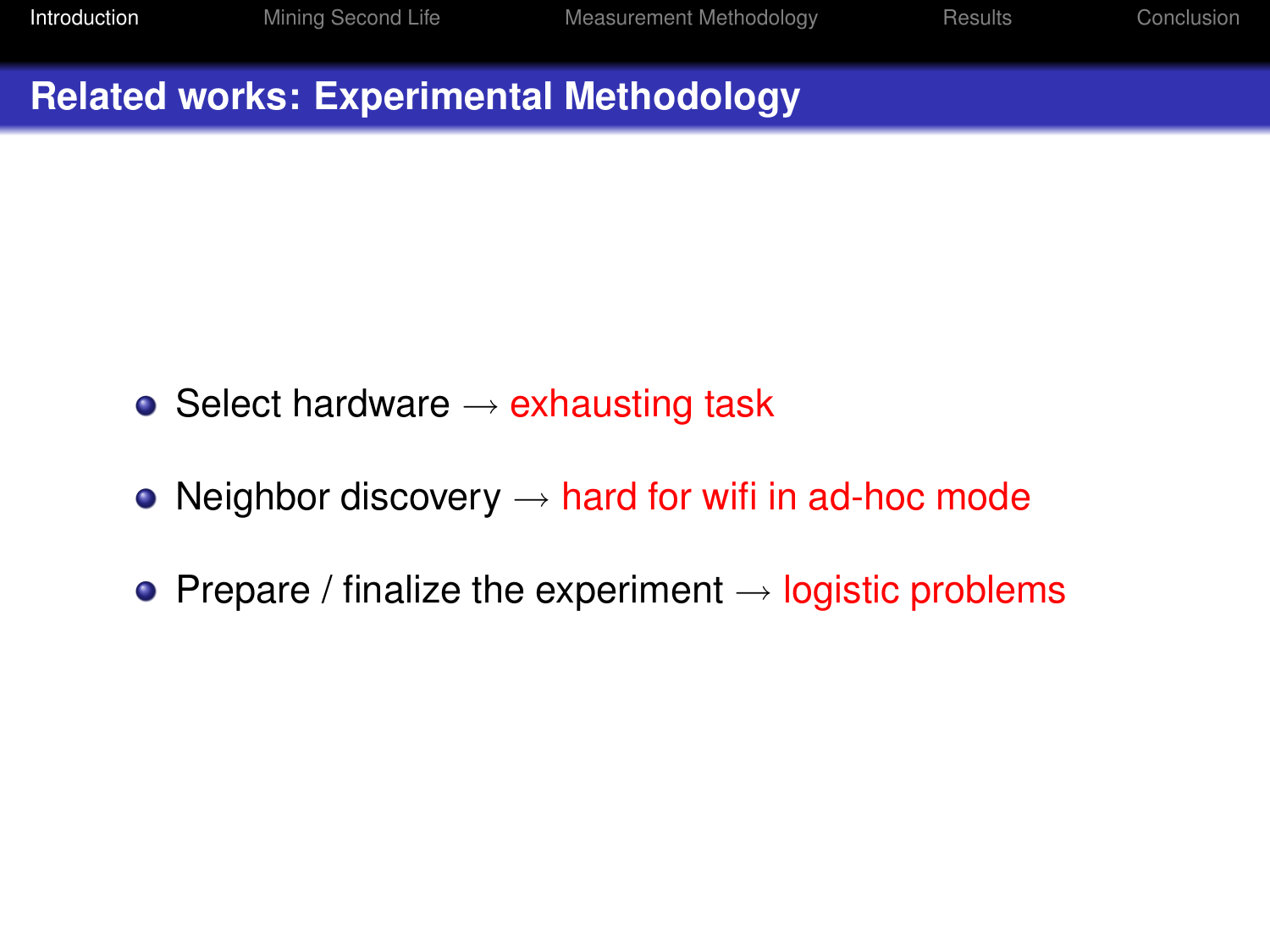## Related works: Experimental Methodology

- Select hardware → exhausting task
- Neighbor discovery → hard for wifi in ad-hoc mode
- Prepare / finalize the experiment → logistic problems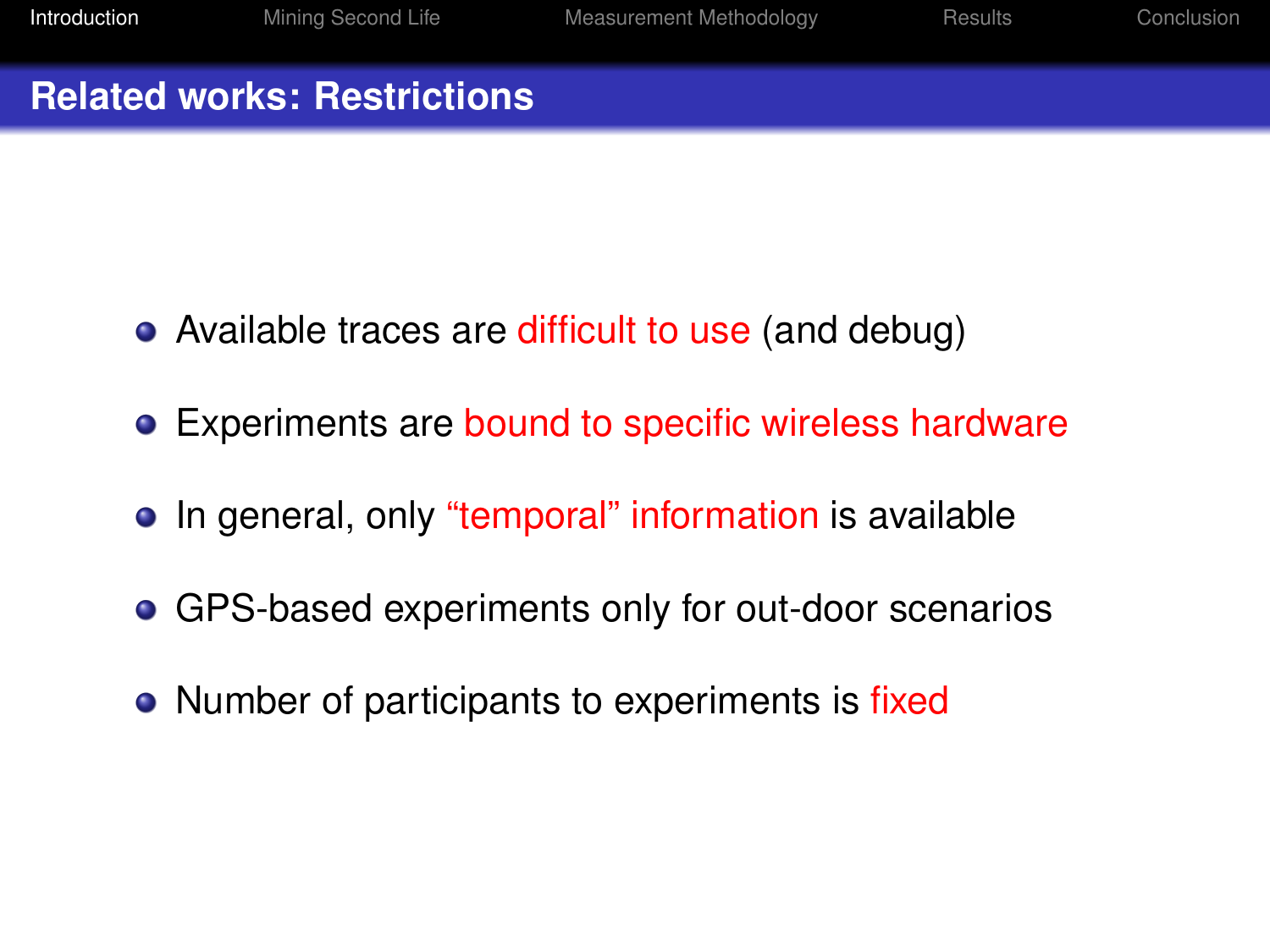## Related works: Restrictions

- Available traces are difficult to use (and debug)
- Experiments are bound to specific wireless hardware
- In general, only "temporal" information is available
- GPS-based experiments only for out-door scenarios
- Number of participants to experiments is fixed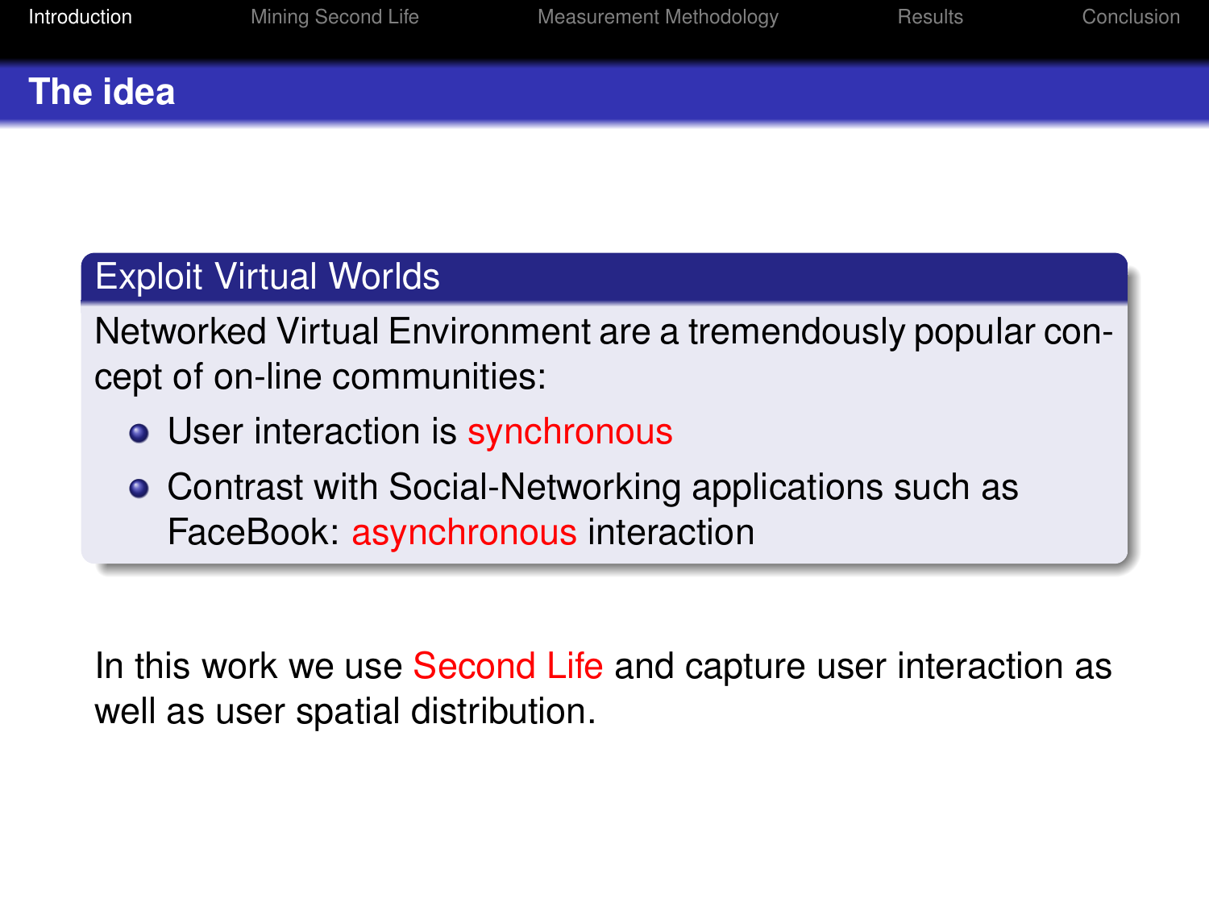## The idea

### Exploit Virtual Worlds

Networked Virtual Environment are a tremendously popular concept of on-line communities:

- User interaction is synchronous
- Contrast with Social-Networking applications such as FaceBook: asynchronous interaction

In this work we use Second Life and capture user interaction as well as user spatial distribution.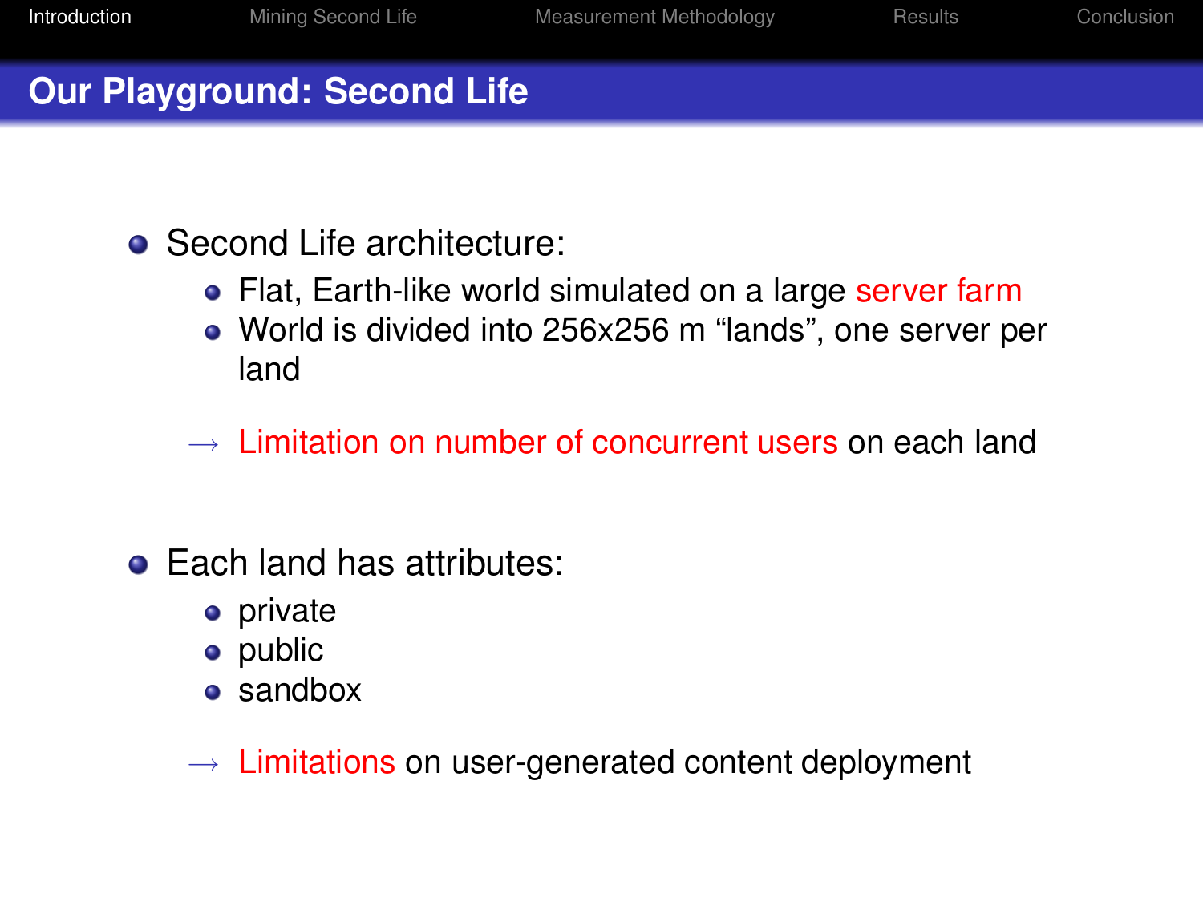## Our Playground: Second Life

- Second Life architecture:
  - Flat, Earth-like world simulated on a large server farm
  - World is divided into 256x256 m “lands”, one server per land

  → Limitation on number of concurrent users on each land

- Each land has attributes:
  - private
  - public
  - sandbox

  → Limitations on user-generated content deployment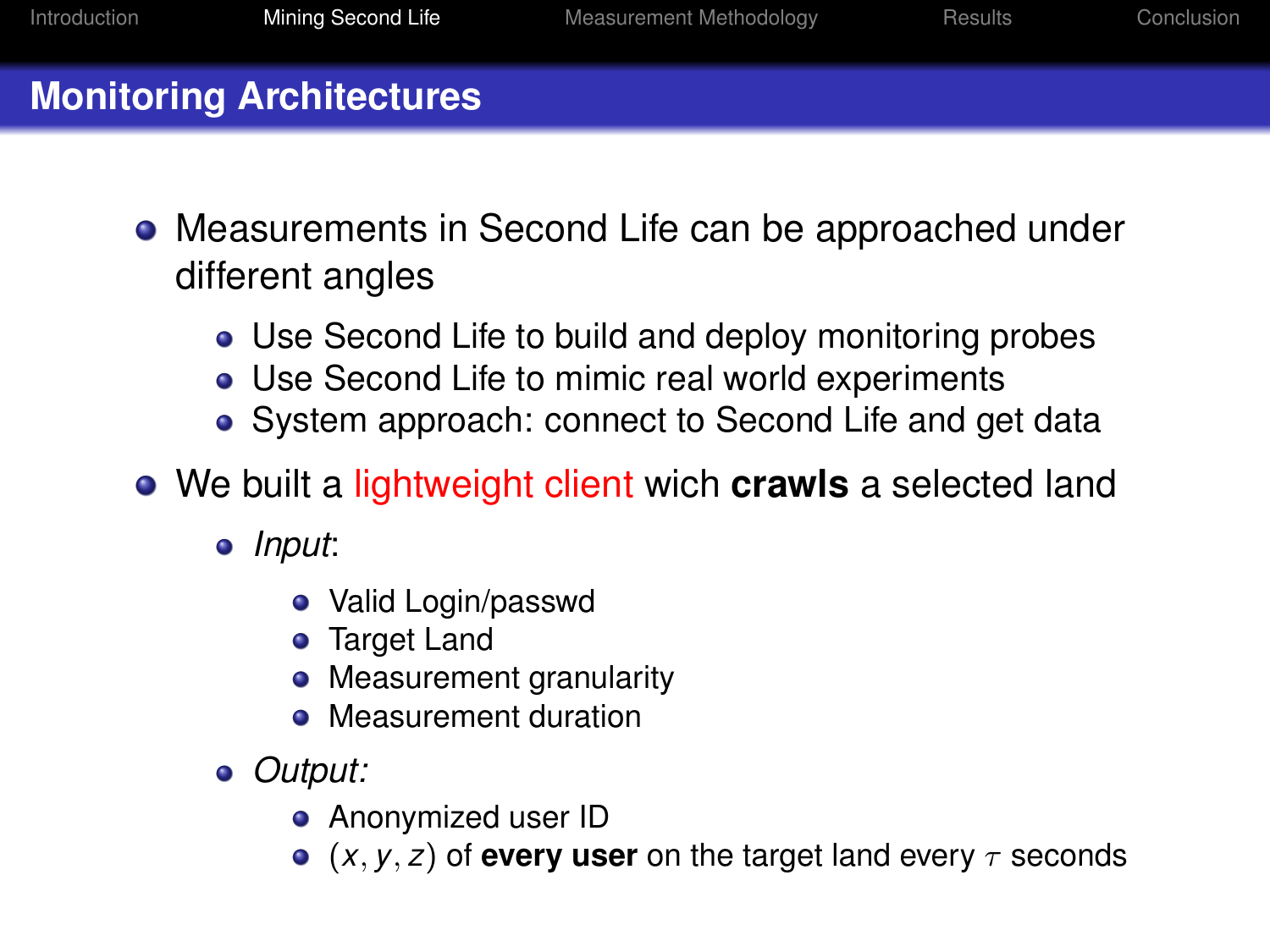## Monitoring Architectures

- Measurements in Second Life can be approached under different angles
  - Use Second Life to build and deploy monitoring probes
  - Use Second Life to mimic real world experiments
  - System approach: connect to Second Life and get data
- We built a lightweight client wich **crawls** a selected land
  - *Input*:
    - Valid Login/passwd
    - Target Land
    - Measurement granularity
    - Measurement duration
  - *Output:*
    - Anonymized user ID
    - $(x, y, z)$ of **every user** on the target land every $\tau$ seconds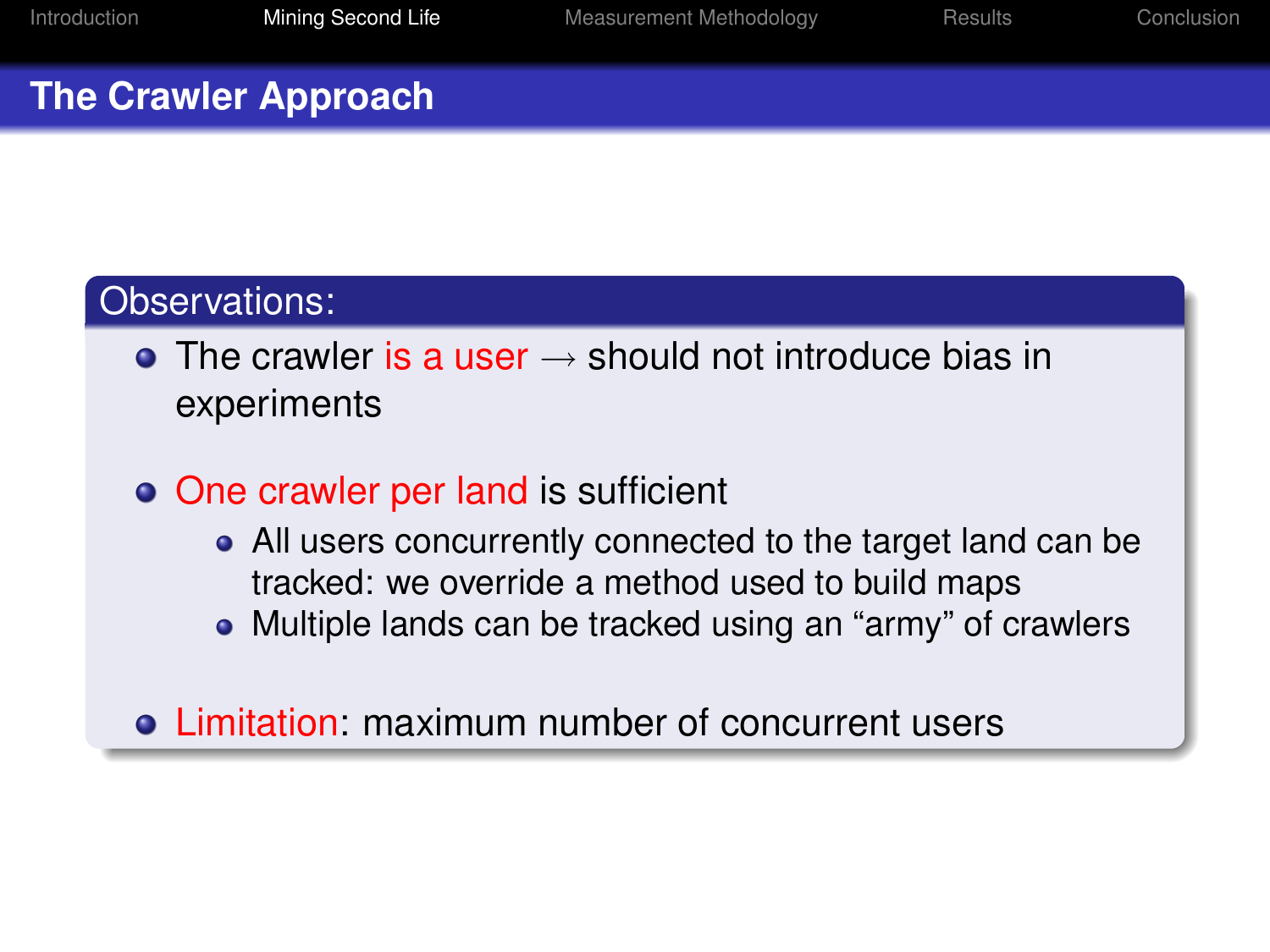# The Crawler Approach

**Observations:**

- The crawler is a user $\rightarrow$ should not introduce bias in experiments
- One crawler per land is sufficient
  - All users concurrently connected to the target land can be tracked: we override a method used to build maps
  - Multiple lands can be tracked using an "army" of crawlers
- Limitation: maximum number of concurrent users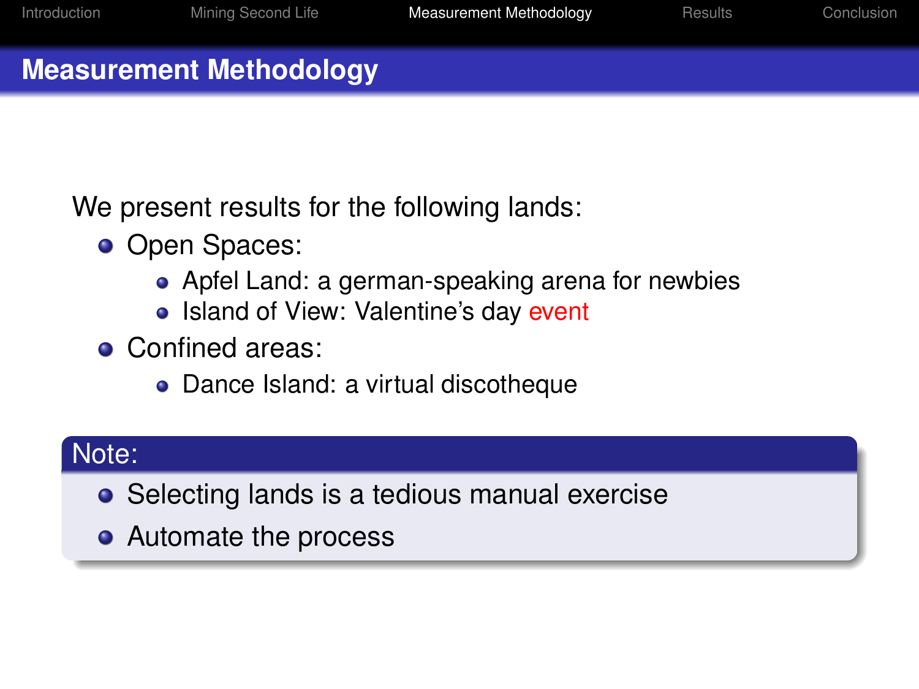# Measurement Methodology

We present results for the following lands:

- Open Spaces:
  - Apfel Land: a german-speaking arena for newbies
  - Island of View: Valentine's day event
- Confined areas:
  - Dance Island: a virtual discotheque

**Note:**

- Selecting lands is a tedious manual exercise
- Automate the process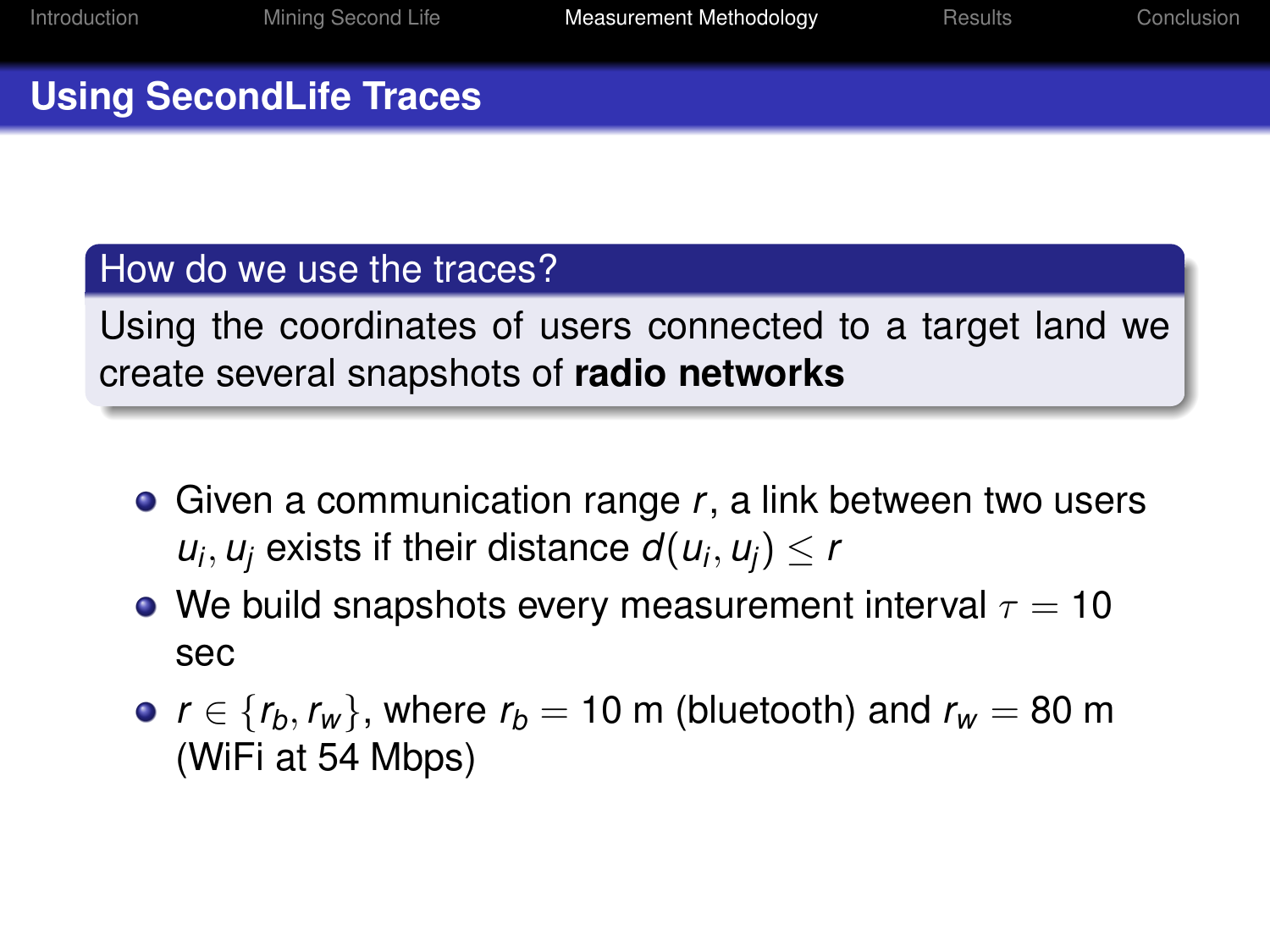# Using SecondLife Traces

## How do we use the traces?

Using the coordinates of users connected to a target land we create several snapshots of **radio networks**

- Given a communication range $r$, a link between two users $u_i, u_j$ exists if their distance $d(u_i, u_j) \leq r$
- We build snapshots every measurement interval $\tau = 10$ sec
- $r \in \{r_b, r_w\}$, where $r_b = 10$ m (bluetooth) and $r_w = 80$ m (WiFi at 54 Mbps)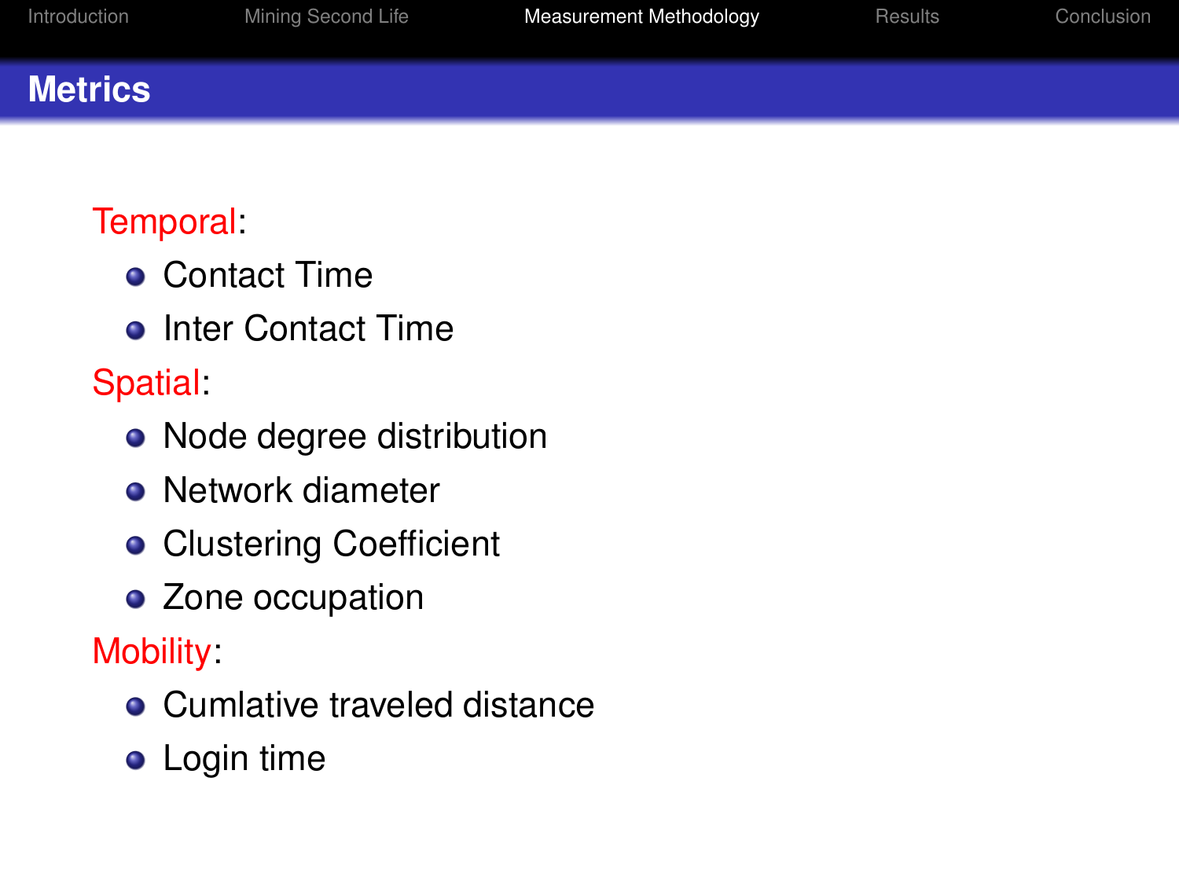## Metrics

Temporal:

- Contact Time
- Inter Contact Time

Spatial:

- Node degree distribution
- Network diameter
- Clustering Coefficient
- Zone occupation

Mobility:

- Cumlative traveled distance
- Login time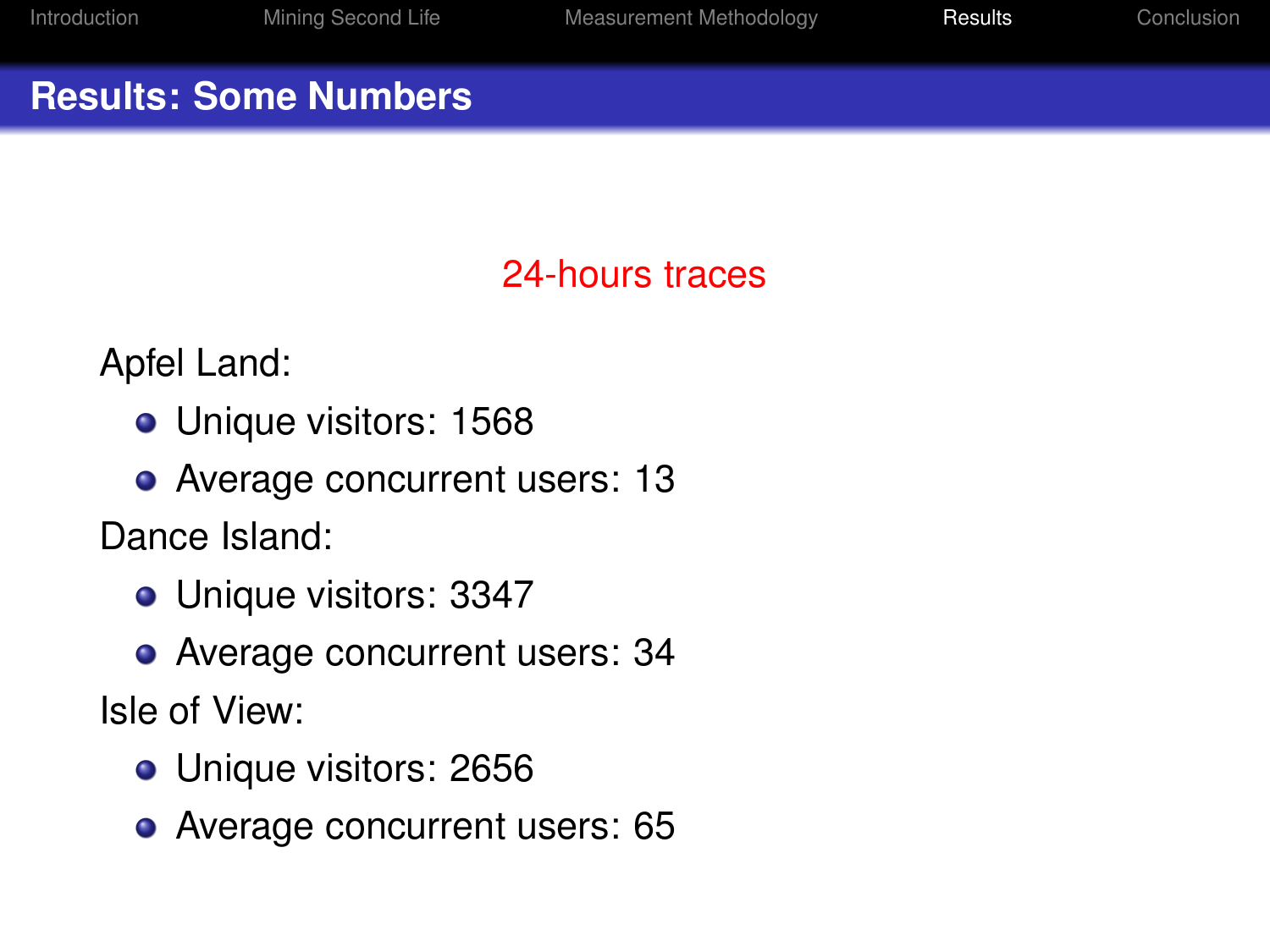## Results: Some Numbers

24-hours traces

Apfel Land:

- Unique visitors: 1568
- Average concurrent users: 13

Dance Island:

- Unique visitors: 3347
- Average concurrent users: 34

Isle of View:

- Unique visitors: 2656
- Average concurrent users: 65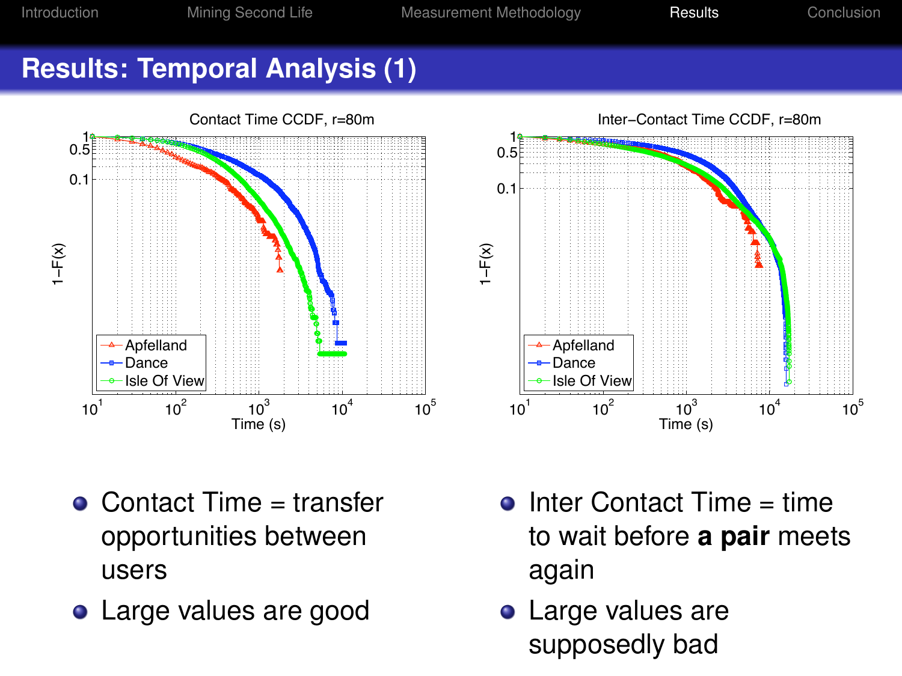# Results: Temporal Analysis (1)

- Contact Time = transfer opportunities between users
- Large values are good

- Inter Contact Time = time to wait before **a pair** meets again
- Large values are supposedly bad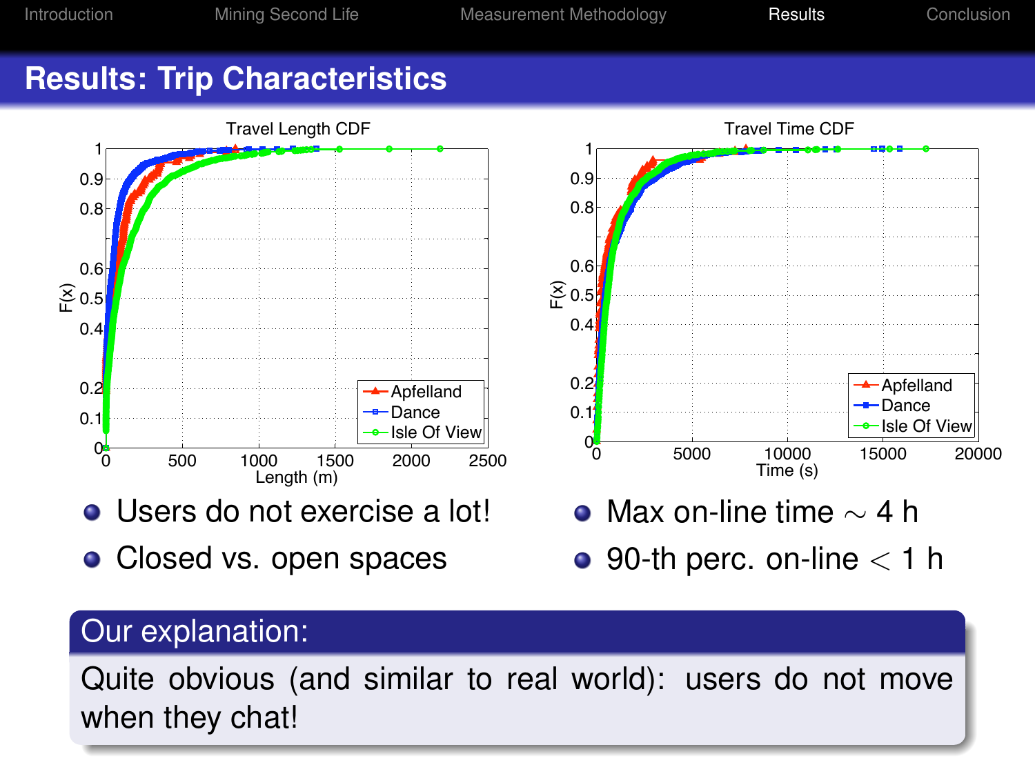# Results: Trip Characteristics

- Users do not exercise a lot!
- Closed vs. open spaces

- Max on-line time $\sim$ 4 h
- 90-th perc. on-line $<$ 1 h

**Our explanation:**

Quite obvious (and similar to real world): users do not move when they chat!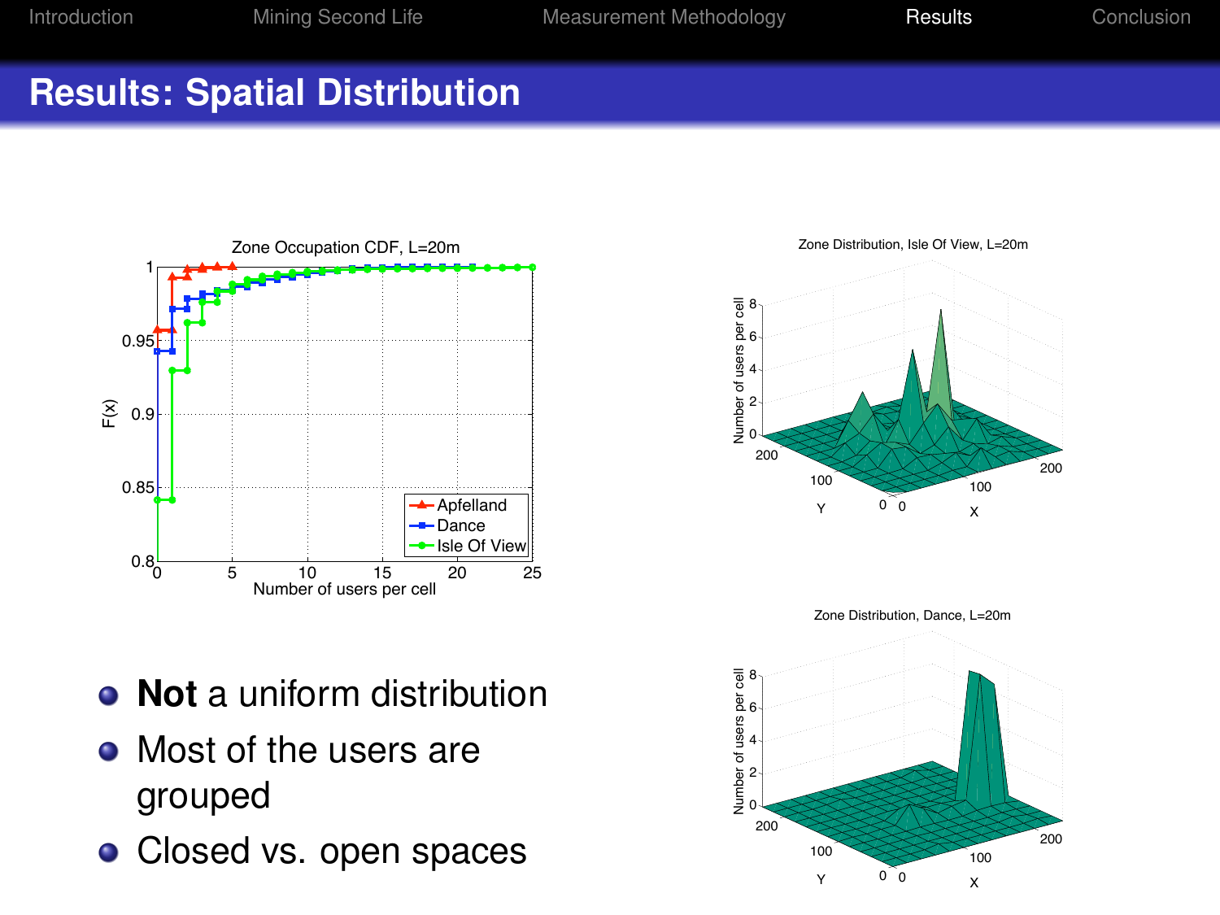# Results: Spatial Distribution

- **Not** a uniform distribution
- Most of the users are grouped
- Closed vs. open spaces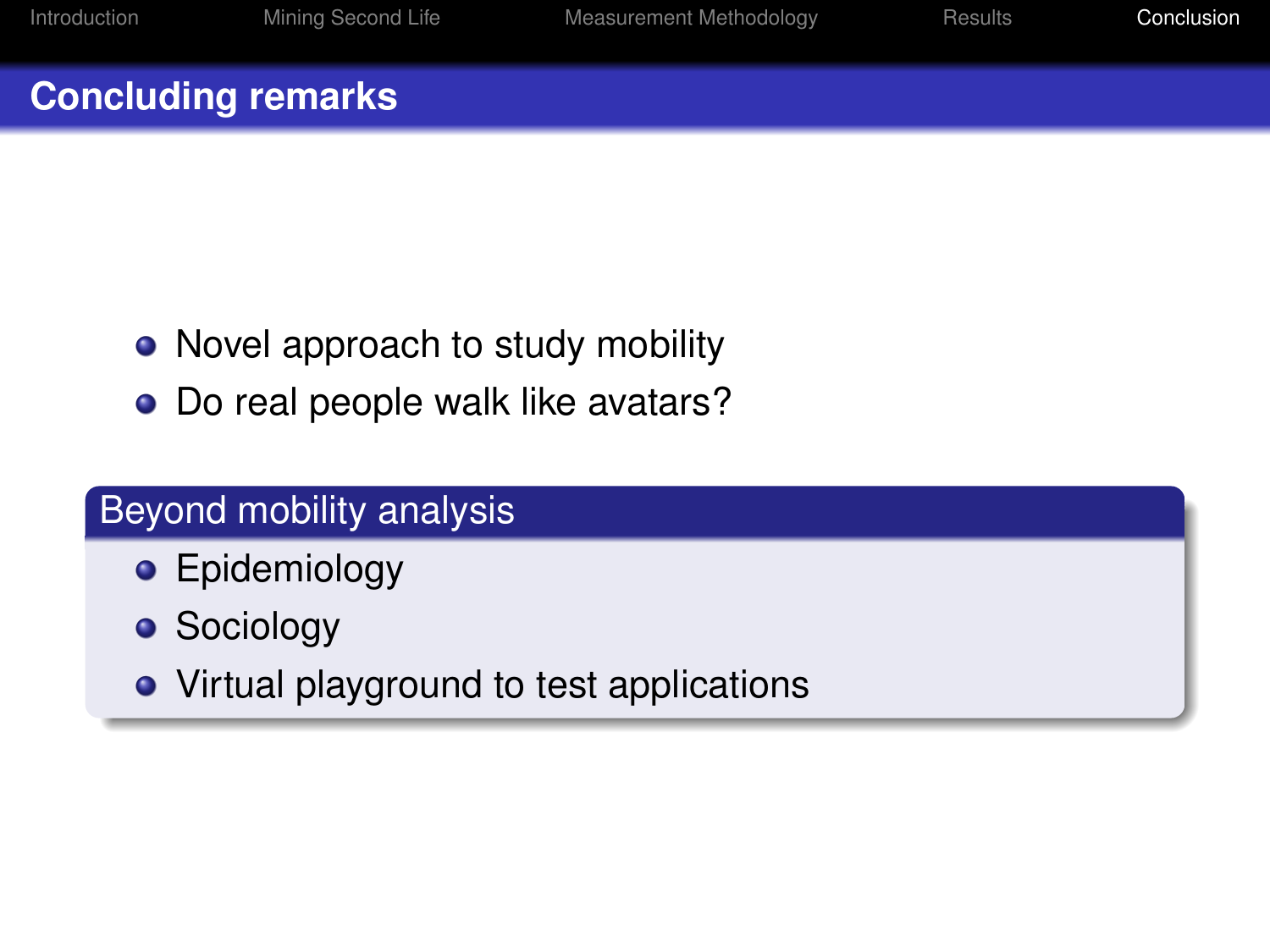# Concluding remarks

- Novel approach to study mobility
- Do real people walk like avatars?

### Beyond mobility analysis

- Epidemiology
- Sociology
- Virtual playground to test applications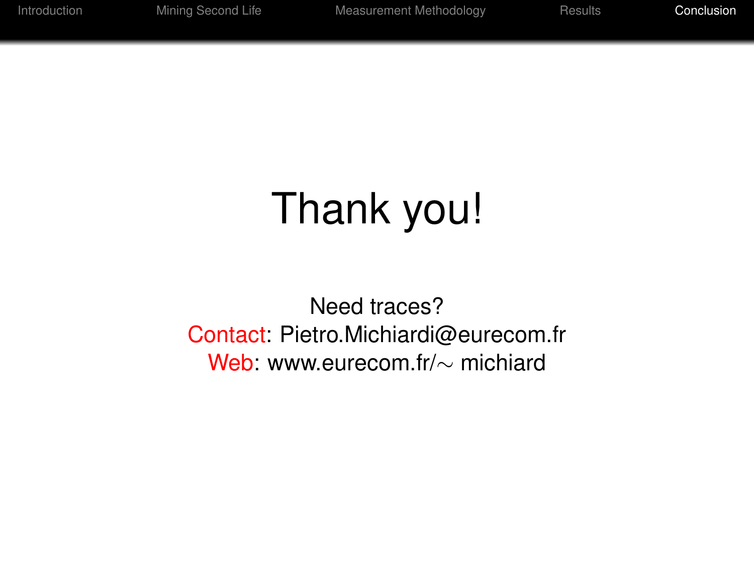# Thank you!

Need traces?

Contact: Pietro.Michiardi@eurecom.fr

Web: www.eurecom.fr/$\sim$ michiard